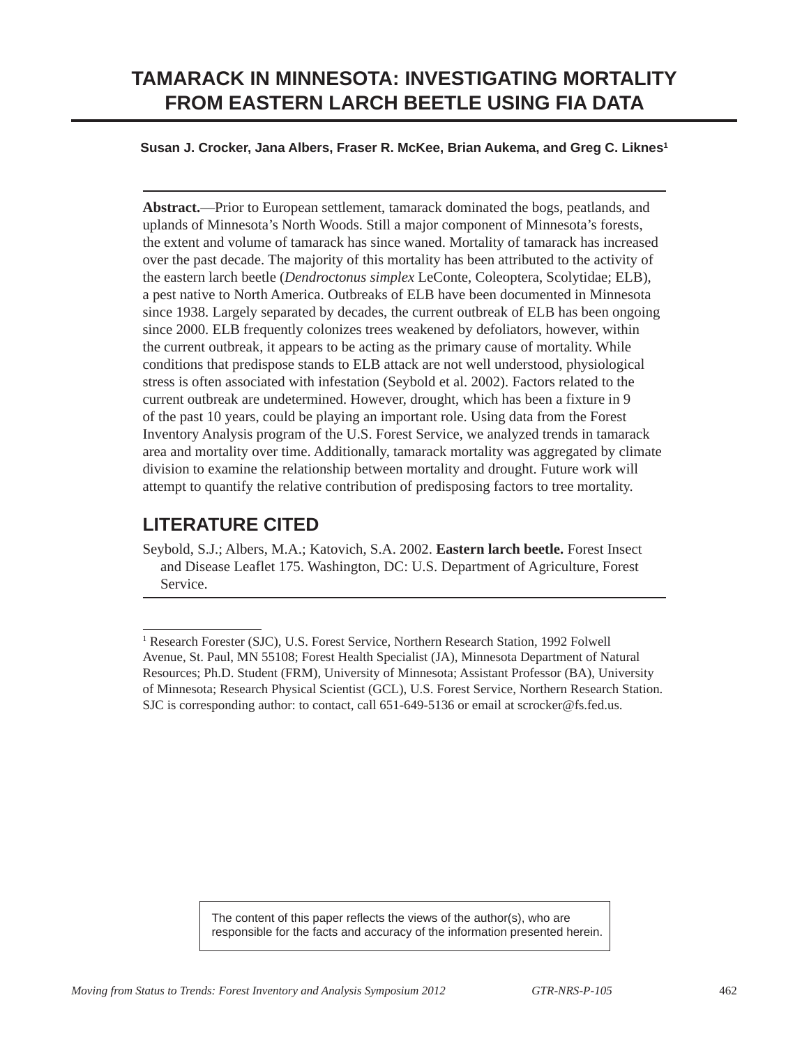# TAMARACK IN MINNESOTA: INVESTIGATING MORTALITY FROM EASTERN LARCH BEETLE USING FIA DATA

**Susan J. Crocker, Jana Albers, Fraser R. McKee, Brian Aukema, and Greg C. Liknes[1]**

**Abstract.**—Prior to European settlement, tamarack dominated the bogs, peatlands, and uplands of Minnesota's North Woods. Still a major component of Minnesota's forests, the extent and volume of tamarack has since waned. Mortality of tamarack has increased over the past decade. The majority of this mortality has been attributed to the activity of the eastern larch beetle (*Dendroctonus simplex* LeConte, Coleoptera, Scolytidae; ELB), a pest native to North America. Outbreaks of ELB have been documented in Minnesota since 1938. Largely separated by decades, the current outbreak of ELB has been ongoing since 2000. ELB frequently colonizes trees weakened by defoliators, however, within the current outbreak, it appears to be acting as the primary cause of mortality. While conditions that predispose stands to ELB attack are not well understood, physiological stress is often associated with infestation (Seybold et al. 2002). Factors related to the current outbreak are undetermined. However, drought, which has been a fixture in 9 of the past 10 years, could be playing an important role. Using data from the Forest Inventory Analysis program of the U.S. Forest Service, we analyzed trends in tamarack area and mortality over time. Additionally, tamarack mortality was aggregated by climate division to examine the relationship between mortality and drought. Future work will attempt to quantify the relative contribution of predisposing factors to tree mortality.

## LITERATURE CITED

Seybold, S.J.; Albers, M.A.; Katovich, S.A. 2002. **Eastern larch beetle.** Forest Insect and Disease Leaflet 175. Washington, DC: U.S. Department of Agriculture, Forest Service.

---

[1] Research Forester (SJC), U.S. Forest Service, Northern Research Station, 1992 Folwell Avenue, St. Paul, MN 55108; Forest Health Specialist (JA), Minnesota Department of Natural Resources; Ph.D. Student (FRM), University of Minnesota; Assistant Professor (BA), University of Minnesota; Research Physical Scientist (GCL), U.S. Forest Service, Northern Research Station. SJC is corresponding author: to contact, call 651-649-5136 or email at scrocker@fs.fed.us.

The content of this paper reflects the views of the author(s), who are responsible for the facts and accuracy of the information presented herein.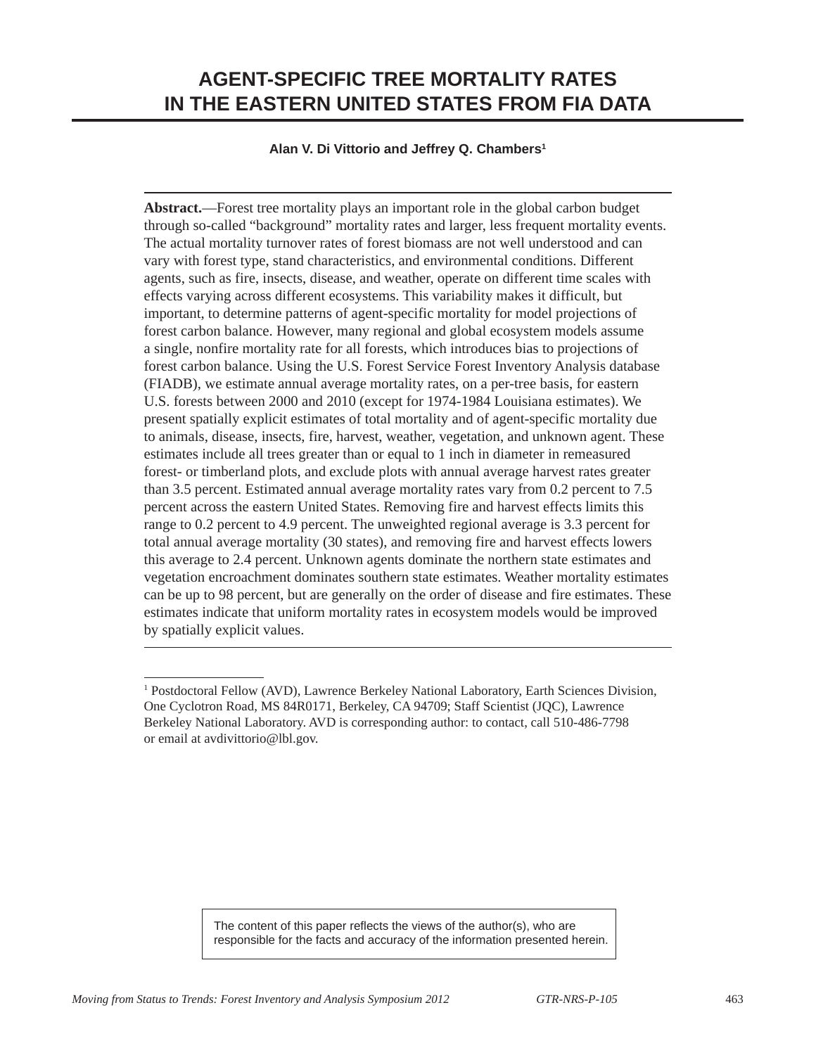# AGENT-SPECIFIC TREE MORTALITY RATES IN THE EASTERN UNITED STATES FROM FIA DATA

**Alan V. Di Vittorio and Jeffrey Q. Chambers[1]**

**Abstract.**—Forest tree mortality plays an important role in the global carbon budget through so-called "background" mortality rates and larger, less frequent mortality events. The actual mortality turnover rates of forest biomass are not well understood and can vary with forest type, stand characteristics, and environmental conditions. Different agents, such as fire, insects, disease, and weather, operate on different time scales with effects varying across different ecosystems. This variability makes it difficult, but important, to determine patterns of agent-specific mortality for model projections of forest carbon balance. However, many regional and global ecosystem models assume a single, nonfire mortality rate for all forests, which introduces bias to projections of forest carbon balance. Using the U.S. Forest Service Forest Inventory Analysis database (FIADB), we estimate annual average mortality rates, on a per-tree basis, for eastern U.S. forests between 2000 and 2010 (except for 1974-1984 Louisiana estimates). We present spatially explicit estimates of total mortality and of agent-specific mortality due to animals, disease, insects, fire, harvest, weather, vegetation, and unknown agent. These estimates include all trees greater than or equal to 1 inch in diameter in remeasured forest- or timberland plots, and exclude plots with annual average harvest rates greater than 3.5 percent. Estimated annual average mortality rates vary from 0.2 percent to 7.5 percent across the eastern United States. Removing fire and harvest effects limits this range to 0.2 percent to 4.9 percent. The unweighted regional average is 3.3 percent for total annual average mortality (30 states), and removing fire and harvest effects lowers this average to 2.4 percent. Unknown agents dominate the northern state estimates and vegetation encroachment dominates southern state estimates. Weather mortality estimates can be up to 98 percent, but are generally on the order of disease and fire estimates. These estimates indicate that uniform mortality rates in ecosystem models would be improved by spatially explicit values.

---

[1] Postdoctoral Fellow (AVD), Lawrence Berkeley National Laboratory, Earth Sciences Division, One Cyclotron Road, MS 84R0171, Berkeley, CA 94709; Staff Scientist (JQC), Lawrence Berkeley National Laboratory. AVD is corresponding author: to contact, call 510-486-7798 or email at avdivittorio@lbl.gov.

The content of this paper reflects the views of the author(s), who are responsible for the facts and accuracy of the information presented herein.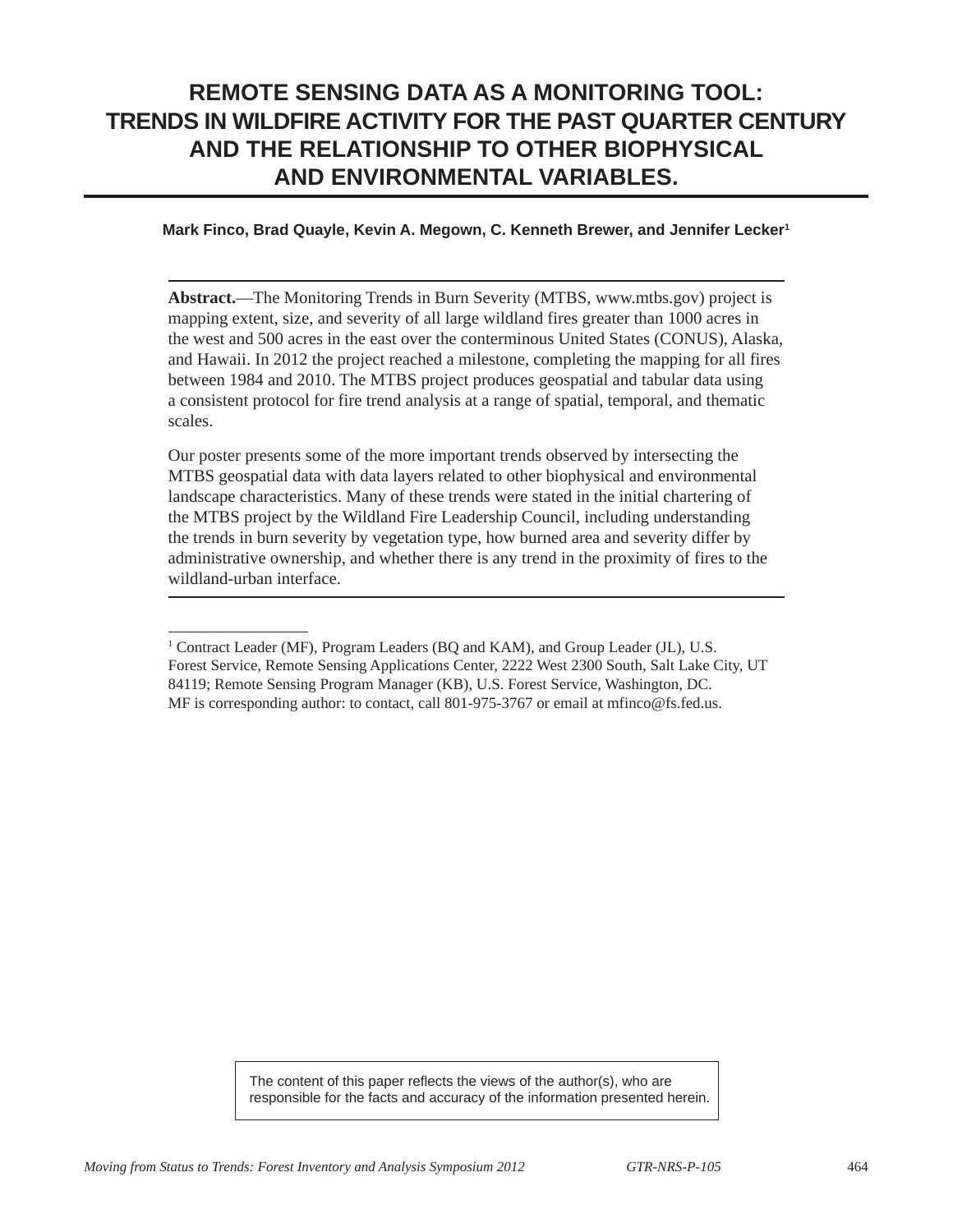# REMOTE SENSING DATA AS A MONITORING TOOL: TRENDS IN WILDFIRE ACTIVITY FOR THE PAST QUARTER CENTURY AND THE RELATIONSHIP TO OTHER BIOPHYSICAL AND ENVIRONMENTAL VARIABLES.

**Mark Finco, Brad Quayle, Kevin A. Megown, C. Kenneth Brewer, and Jennifer Lecker**[1]

**Abstract.**—The Monitoring Trends in Burn Severity (MTBS, www.mtbs.gov) project is mapping extent, size, and severity of all large wildland fires greater than 1000 acres in the west and 500 acres in the east over the conterminous United States (CONUS), Alaska, and Hawaii. In 2012 the project reached a milestone, completing the mapping for all fires between 1984 and 2010. The MTBS project produces geospatial and tabular data using a consistent protocol for fire trend analysis at a range of spatial, temporal, and thematic scales.

Our poster presents some of the more important trends observed by intersecting the MTBS geospatial data with data layers related to other biophysical and environmental landscape characteristics. Many of these trends were stated in the initial chartering of the MTBS project by the Wildland Fire Leadership Council, including understanding the trends in burn severity by vegetation type, how burned area and severity differ by administrative ownership, and whether there is any trend in the proximity of fires to the wildland-urban interface.

[1] Contract Leader (MF), Program Leaders (BQ and KAM), and Group Leader (JL), U.S. Forest Service, Remote Sensing Applications Center, 2222 West 2300 South, Salt Lake City, UT 84119; Remote Sensing Program Manager (KB), U.S. Forest Service, Washington, DC. MF is corresponding author: to contact, call 801-975-3767 or email at mfinco@fs.fed.us.

The content of this paper reflects the views of the author(s), who are responsible for the facts and accuracy of the information presented herein.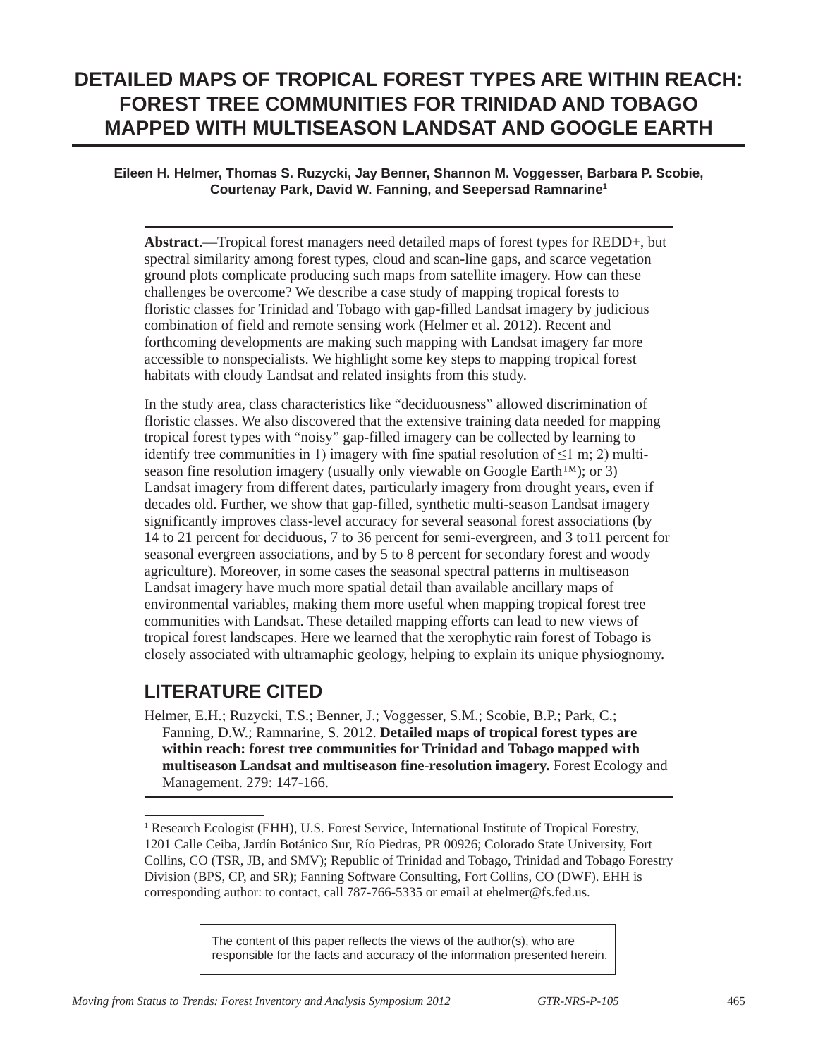# DETAILED MAPS OF TROPICAL FOREST TYPES ARE WITHIN REACH: FOREST TREE COMMUNITIES FOR TRINIDAD AND TOBAGO MAPPED WITH MULTISEASON LANDSAT AND GOOGLE EARTH

**Eileen H. Helmer, Thomas S. Ruzycki, Jay Benner, Shannon M. Voggesser, Barbara P. Scobie, Courtenay Park, David W. Fanning, and Seepersad Ramnarine[1]**

**Abstract.**—Tropical forest managers need detailed maps of forest types for REDD+, but spectral similarity among forest types, cloud and scan-line gaps, and scarce vegetation ground plots complicate producing such maps from satellite imagery. How can these challenges be overcome? We describe a case study of mapping tropical forests to floristic classes for Trinidad and Tobago with gap-filled Landsat imagery by judicious combination of field and remote sensing work (Helmer et al. 2012). Recent and forthcoming developments are making such mapping with Landsat imagery far more accessible to nonspecialists. We highlight some key steps to mapping tropical forest habitats with cloudy Landsat and related insights from this study.

In the study area, class characteristics like "deciduousness" allowed discrimination of floristic classes. We also discovered that the extensive training data needed for mapping tropical forest types with "noisy" gap-filled imagery can be collected by learning to identify tree communities in 1) imagery with fine spatial resolution of ≤1 m; 2) multi-season fine resolution imagery (usually only viewable on Google Earth™); or 3) Landsat imagery from different dates, particularly imagery from drought years, even if decades old. Further, we show that gap-filled, synthetic multi-season Landsat imagery significantly improves class-level accuracy for several seasonal forest associations (by 14 to 21 percent for deciduous, 7 to 36 percent for semi-evergreen, and 3 to11 percent for seasonal evergreen associations, and by 5 to 8 percent for secondary forest and woody agriculture). Moreover, in some cases the seasonal spectral patterns in multiseason Landsat imagery have much more spatial detail than available ancillary maps of environmental variables, making them more useful when mapping tropical forest tree communities with Landsat. These detailed mapping efforts can lead to new views of tropical forest landscapes. Here we learned that the xerophytic rain forest of Tobago is closely associated with ultramaphic geology, helping to explain its unique physiognomy.

## LITERATURE CITED

Helmer, E.H.; Ruzycki, T.S.; Benner, J.; Voggesser, S.M.; Scobie, B.P.; Park, C.; Fanning, D.W.; Ramnarine, S. 2012. **Detailed maps of tropical forest types are within reach: forest tree communities for Trinidad and Tobago mapped with multiseason Landsat and multiseason fine-resolution imagery.** Forest Ecology and Management. 279: 147-166.

---

[1] Research Ecologist (EHH), U.S. Forest Service, International Institute of Tropical Forestry, 1201 Calle Ceiba, Jardín Botánico Sur, Río Piedras, PR 00926; Colorado State University, Fort Collins, CO (TSR, JB, and SMV); Republic of Trinidad and Tobago, Trinidad and Tobago Forestry Division (BPS, CP, and SR); Fanning Software Consulting, Fort Collins, CO (DWF). EHH is corresponding author: to contact, call 787-766-5335 or email at ehelmer@fs.fed.us.

The content of this paper reflects the views of the author(s), who are responsible for the facts and accuracy of the information presented herein.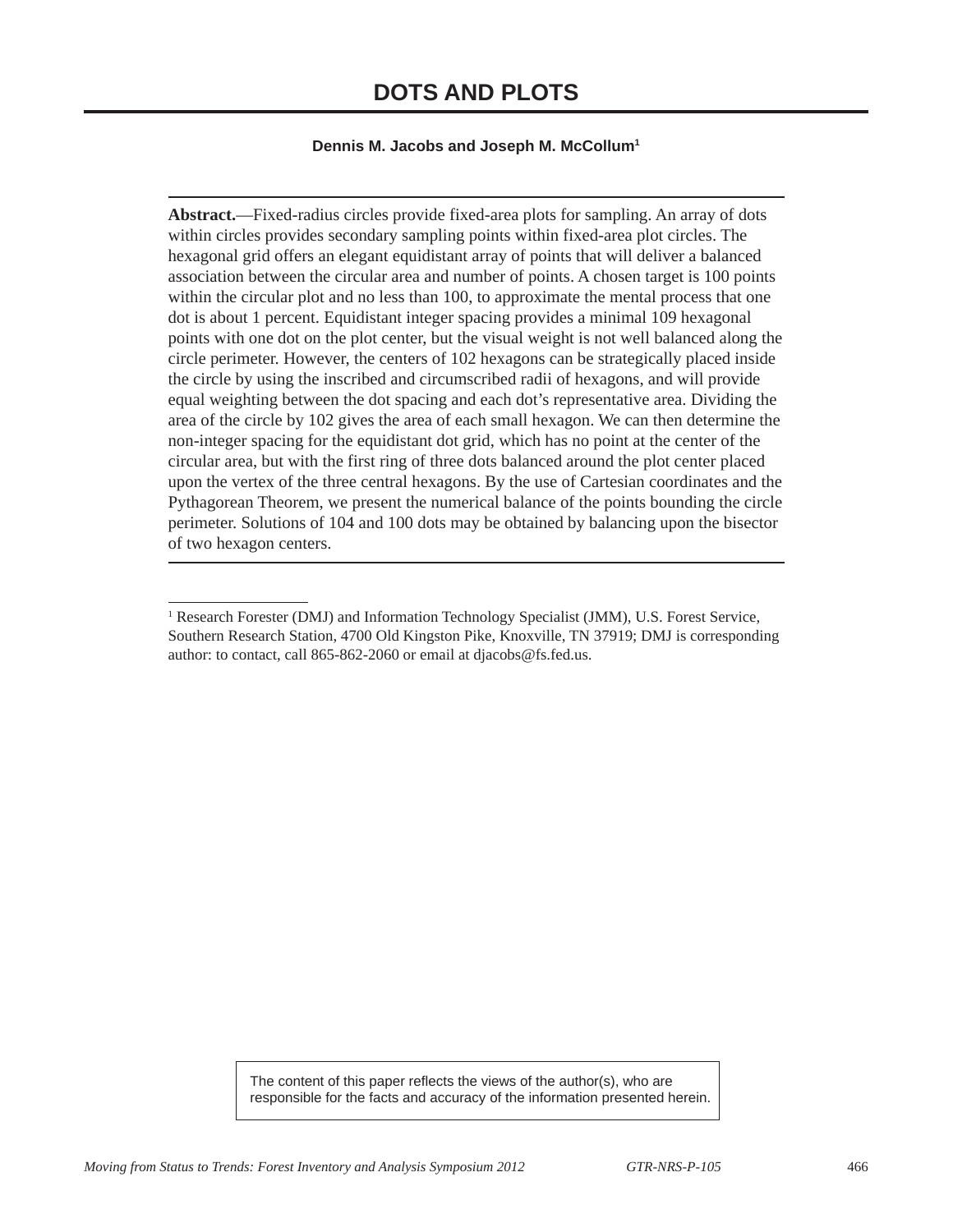# DOTS AND PLOTS

**Dennis M. Jacobs and Joseph M. McCollum[1]**

**Abstract.**—Fixed-radius circles provide fixed-area plots for sampling. An array of dots within circles provides secondary sampling points within fixed-area plot circles. The hexagonal grid offers an elegant equidistant array of points that will deliver a balanced association between the circular area and number of points. A chosen target is 100 points within the circular plot and no less than 100, to approximate the mental process that one dot is about 1 percent. Equidistant integer spacing provides a minimal 109 hexagonal points with one dot on the plot center, but the visual weight is not well balanced along the circle perimeter. However, the centers of 102 hexagons can be strategically placed inside the circle by using the inscribed and circumscribed radii of hexagons, and will provide equal weighting between the dot spacing and each dot's representative area. Dividing the area of the circle by 102 gives the area of each small hexagon. We can then determine the non-integer spacing for the equidistant dot grid, which has no point at the center of the circular area, but with the first ring of three dots balanced around the plot center placed upon the vertex of the three central hexagons. By the use of Cartesian coordinates and the Pythagorean Theorem, we present the numerical balance of the points bounding the circle perimeter. Solutions of 104 and 100 dots may be obtained by balancing upon the bisector of two hexagon centers.

---

[1] Research Forester (DMJ) and Information Technology Specialist (JMM), U.S. Forest Service, Southern Research Station, 4700 Old Kingston Pike, Knoxville, TN 37919; DMJ is corresponding author: to contact, call 865-862-2060 or email at djacobs@fs.fed.us.

The content of this paper reflects the views of the author(s), who are responsible for the facts and accuracy of the information presented herein.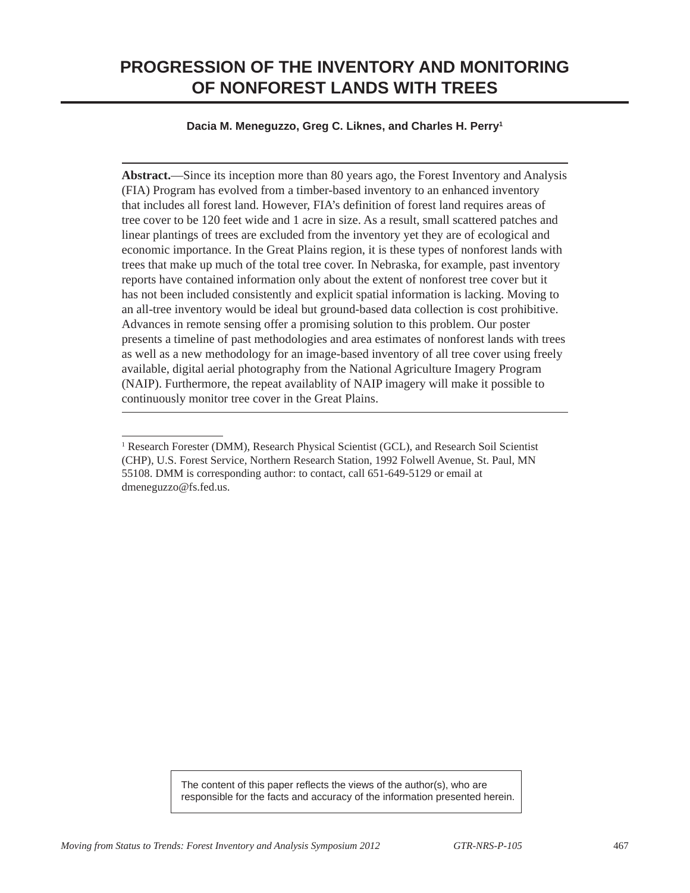# PROGRESSION OF THE INVENTORY AND MONITORING OF NONFOREST LANDS WITH TREES

**Dacia M. Meneguzzo, Greg C. Liknes, and Charles H. Perry[1]**

**Abstract.**—Since its inception more than 80 years ago, the Forest Inventory and Analysis (FIA) Program has evolved from a timber-based inventory to an enhanced inventory that includes all forest land. However, FIA's definition of forest land requires areas of tree cover to be 120 feet wide and 1 acre in size. As a result, small scattered patches and linear plantings of trees are excluded from the inventory yet they are of ecological and economic importance. In the Great Plains region, it is these types of nonforest lands with trees that make up much of the total tree cover. In Nebraska, for example, past inventory reports have contained information only about the extent of nonforest tree cover but it has not been included consistently and explicit spatial information is lacking. Moving to an all-tree inventory would be ideal but ground-based data collection is cost prohibitive. Advances in remote sensing offer a promising solution to this problem. Our poster presents a timeline of past methodologies and area estimates of nonforest lands with trees as well as a new methodology for an image-based inventory of all tree cover using freely available, digital aerial photography from the National Agriculture Imagery Program (NAIP). Furthermore, the repeat availablity of NAIP imagery will make it possible to continuously monitor tree cover in the Great Plains.

---

[1] Research Forester (DMM), Research Physical Scientist (GCL), and Research Soil Scientist (CHP), U.S. Forest Service, Northern Research Station, 1992 Folwell Avenue, St. Paul, MN 55108. DMM is corresponding author: to contact, call 651-649-5129 or email at dmeneguzzo@fs.fed.us.

The content of this paper reflects the views of the author(s), who are responsible for the facts and accuracy of the information presented herein.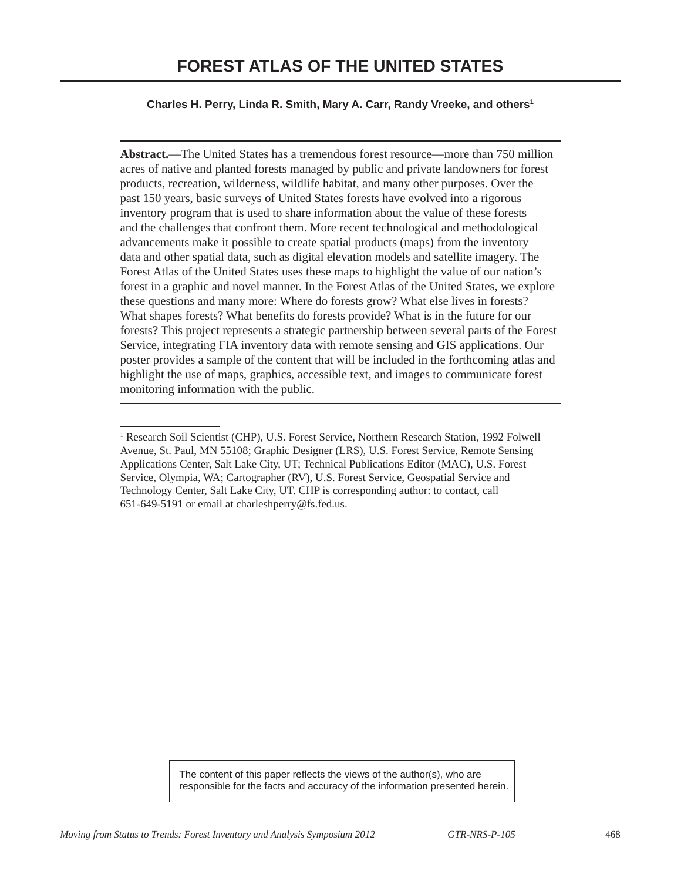# FOREST ATLAS OF THE UNITED STATES

**Charles H. Perry, Linda R. Smith, Mary A. Carr, Randy Vreeke, and others[1]**

**Abstract.**—The United States has a tremendous forest resource—more than 750 million acres of native and planted forests managed by public and private landowners for forest products, recreation, wilderness, wildlife habitat, and many other purposes. Over the past 150 years, basic surveys of United States forests have evolved into a rigorous inventory program that is used to share information about the value of these forests and the challenges that confront them. More recent technological and methodological advancements make it possible to create spatial products (maps) from the inventory data and other spatial data, such as digital elevation models and satellite imagery. The Forest Atlas of the United States uses these maps to highlight the value of our nation's forest in a graphic and novel manner. In the Forest Atlas of the United States, we explore these questions and many more: Where do forests grow? What else lives in forests? What shapes forests? What benefits do forests provide? What is in the future for our forests? This project represents a strategic partnership between several parts of the Forest Service, integrating FIA inventory data with remote sensing and GIS applications. Our poster provides a sample of the content that will be included in the forthcoming atlas and highlight the use of maps, graphics, accessible text, and images to communicate forest monitoring information with the public.

[1] Research Soil Scientist (CHP), U.S. Forest Service, Northern Research Station, 1992 Folwell Avenue, St. Paul, MN 55108; Graphic Designer (LRS), U.S. Forest Service, Remote Sensing Applications Center, Salt Lake City, UT; Technical Publications Editor (MAC), U.S. Forest Service, Olympia, WA; Cartographer (RV), U.S. Forest Service, Geospatial Service and Technology Center, Salt Lake City, UT. CHP is corresponding author: to contact, call 651-649-5191 or email at charleshperry@fs.fed.us.

The content of this paper reflects the views of the author(s), who are responsible for the facts and accuracy of the information presented herein.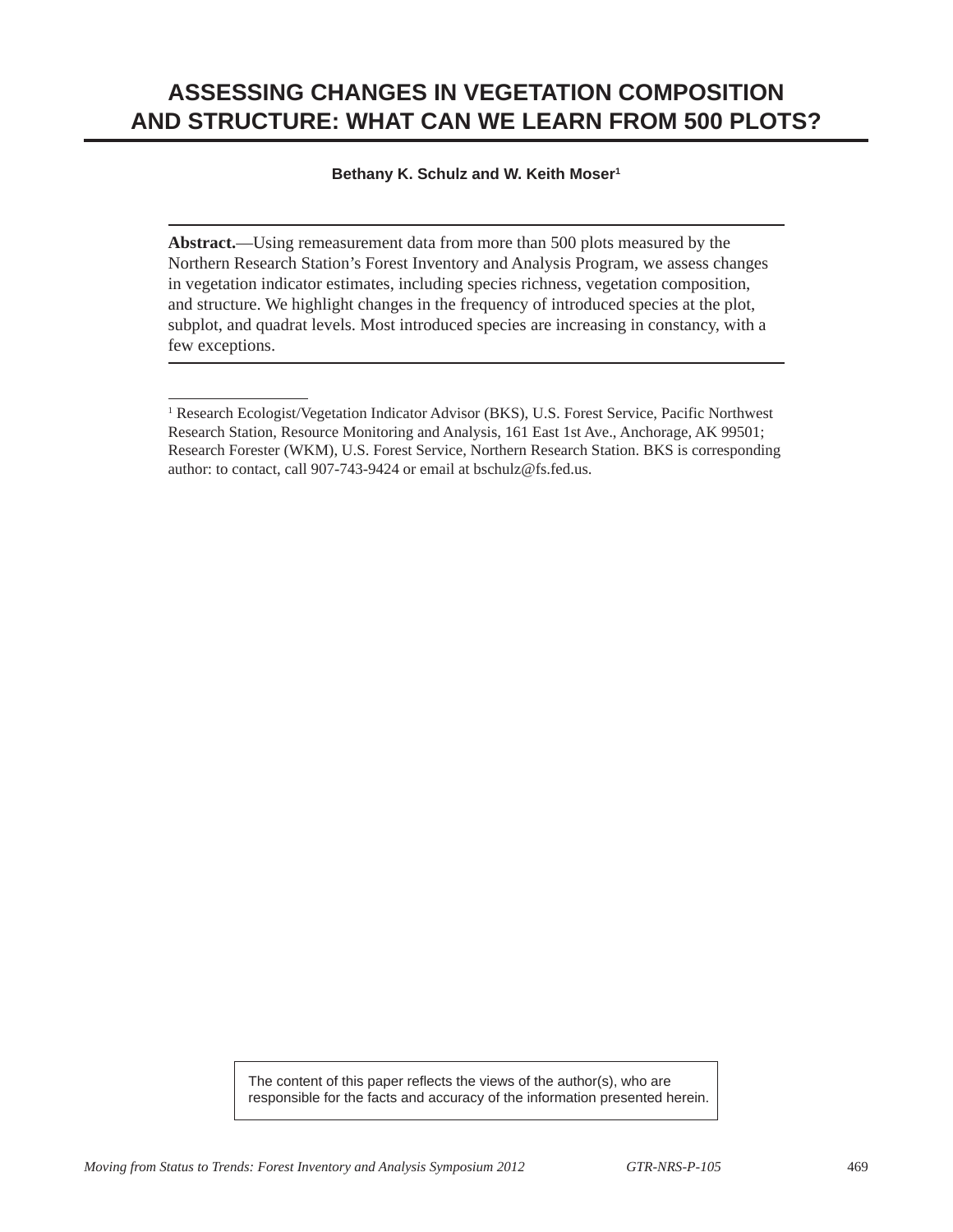# ASSESSING CHANGES IN VEGETATION COMPOSITION AND STRUCTURE: WHAT CAN WE LEARN FROM 500 PLOTS?

**Bethany K. Schulz and W. Keith Moser[1]**

**Abstract.**—Using remeasurement data from more than 500 plots measured by the Northern Research Station's Forest Inventory and Analysis Program, we assess changes in vegetation indicator estimates, including species richness, vegetation composition, and structure. We highlight changes in the frequency of introduced species at the plot, subplot, and quadrat levels. Most introduced species are increasing in constancy, with a few exceptions.

[1] Research Ecologist/Vegetation Indicator Advisor (BKS), U.S. Forest Service, Pacific Northwest Research Station, Resource Monitoring and Analysis, 161 East 1st Ave., Anchorage, AK 99501; Research Forester (WKM), U.S. Forest Service, Northern Research Station. BKS is corresponding author: to contact, call 907-743-9424 or email at bschulz@fs.fed.us.

The content of this paper reflects the views of the author(s), who are responsible for the facts and accuracy of the information presented herein.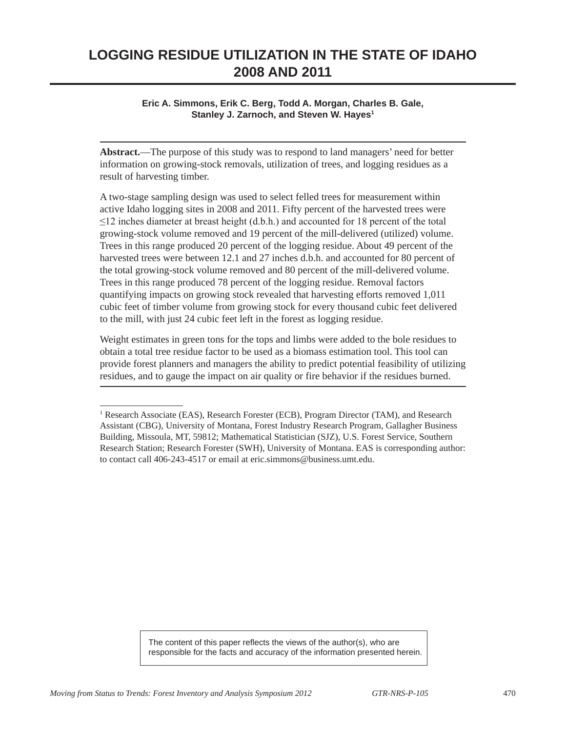# LOGGING RESIDUE UTILIZATION IN THE STATE OF IDAHO 2008 AND 2011

**Eric A. Simmons, Erik C. Berg, Todd A. Morgan, Charles B. Gale, Stanley J. Zarnoch, and Steven W. Hayes**[1]

**Abstract.**—The purpose of this study was to respond to land managers' need for better information on growing-stock removals, utilization of trees, and logging residues as a result of harvesting timber.

A two-stage sampling design was used to select felled trees for measurement within active Idaho logging sites in 2008 and 2011. Fifty percent of the harvested trees were ≤12 inches diameter at breast height (d.b.h.) and accounted for 18 percent of the total growing-stock volume removed and 19 percent of the mill-delivered (utilized) volume. Trees in this range produced 20 percent of the logging residue. About 49 percent of the harvested trees were between 12.1 and 27 inches d.b.h. and accounted for 80 percent of the total growing-stock volume removed and 80 percent of the mill-delivered volume. Trees in this range produced 78 percent of the logging residue. Removal factors quantifying impacts on growing stock revealed that harvesting efforts removed 1,011 cubic feet of timber volume from growing stock for every thousand cubic feet delivered to the mill, with just 24 cubic feet left in the forest as logging residue.

Weight estimates in green tons for the tops and limbs were added to the bole residues to obtain a total tree residue factor to be used as a biomass estimation tool. This tool can provide forest planners and managers the ability to predict potential feasibility of utilizing residues, and to gauge the impact on air quality or fire behavior if the residues burned.

---

[1] Research Associate (EAS), Research Forester (ECB), Program Director (TAM), and Research Assistant (CBG), University of Montana, Forest Industry Research Program, Gallagher Business Building, Missoula, MT, 59812; Mathematical Statistician (SJZ), U.S. Forest Service, Southern Research Station; Research Forester (SWH), University of Montana. EAS is corresponding author: to contact call 406-243-4517 or email at eric.simmons@business.umt.edu.

The content of this paper reflects the views of the author(s), who are responsible for the facts and accuracy of the information presented herein.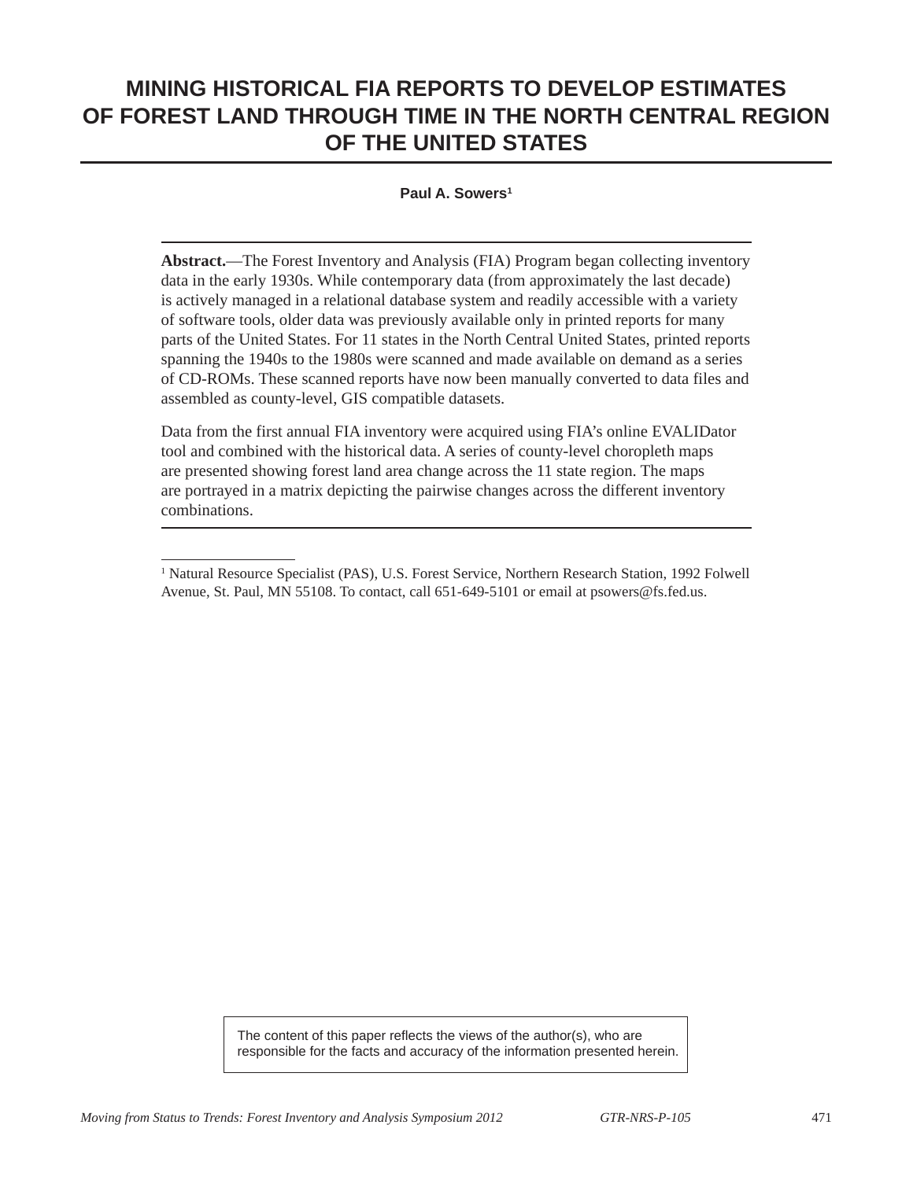# MINING HISTORICAL FIA REPORTS TO DEVELOP ESTIMATES OF FOREST LAND THROUGH TIME IN THE NORTH CENTRAL REGION OF THE UNITED STATES

**Paul A. Sowers**[1]

**Abstract.**—The Forest Inventory and Analysis (FIA) Program began collecting inventory data in the early 1930s. While contemporary data (from approximately the last decade) is actively managed in a relational database system and readily accessible with a variety of software tools, older data was previously available only in printed reports for many parts of the United States. For 11 states in the North Central United States, printed reports spanning the 1940s to the 1980s were scanned and made available on demand as a series of CD-ROMs. These scanned reports have now been manually converted to data files and assembled as county-level, GIS compatible datasets.

Data from the first annual FIA inventory were acquired using FIA's online EVALIDator tool and combined with the historical data. A series of county-level choropleth maps are presented showing forest land area change across the 11 state region. The maps are portrayed in a matrix depicting the pairwise changes across the different inventory combinations.

[1] Natural Resource Specialist (PAS), U.S. Forest Service, Northern Research Station, 1992 Folwell Avenue, St. Paul, MN 55108. To contact, call 651-649-5101 or email at psowers@fs.fed.us.

The content of this paper reflects the views of the author(s), who are responsible for the facts and accuracy of the information presented herein.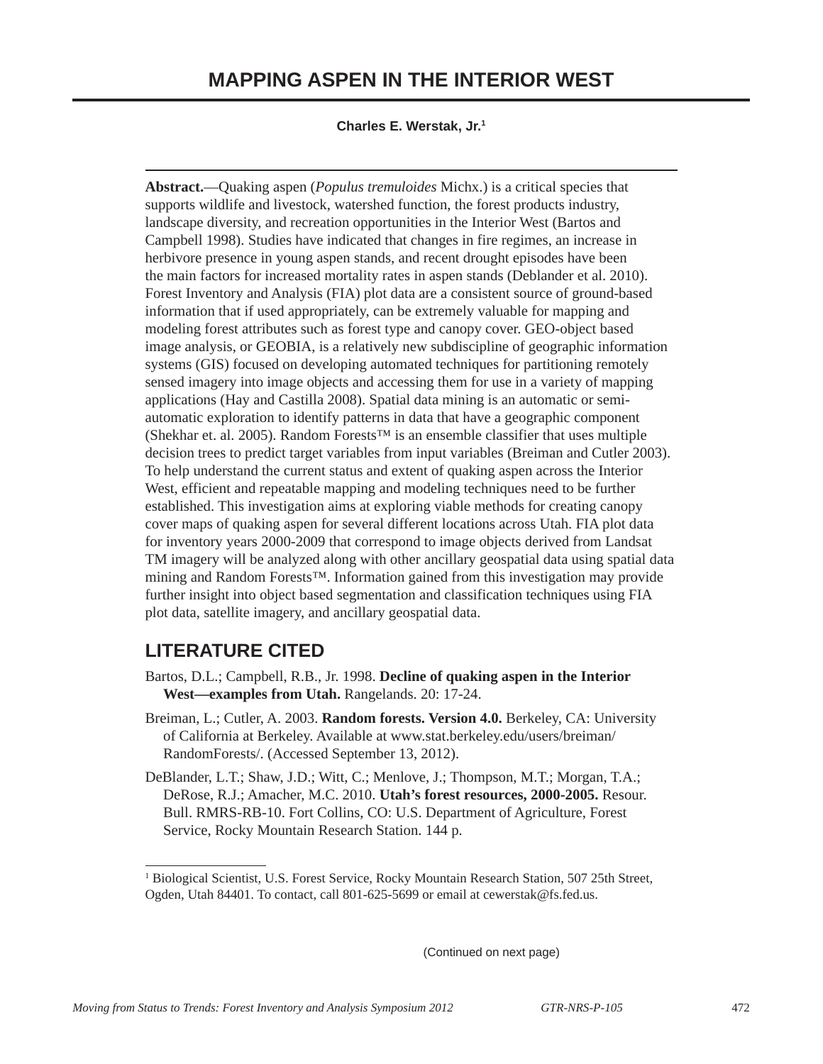# MAPPING ASPEN IN THE INTERIOR WEST

**Charles E. Werstak, Jr.**[1]

**Abstract.**—Quaking aspen (*Populus tremuloides* Michx.) is a critical species that supports wildlife and livestock, watershed function, the forest products industry, landscape diversity, and recreation opportunities in the Interior West (Bartos and Campbell 1998). Studies have indicated that changes in fire regimes, an increase in herbivore presence in young aspen stands, and recent drought episodes have been the main factors for increased mortality rates in aspen stands (Deblander et al. 2010). Forest Inventory and Analysis (FIA) plot data are a consistent source of ground-based information that if used appropriately, can be extremely valuable for mapping and modeling forest attributes such as forest type and canopy cover. GEO-object based image analysis, or GEOBIA, is a relatively new subdiscipline of geographic information systems (GIS) focused on developing automated techniques for partitioning remotely sensed imagery into image objects and accessing them for use in a variety of mapping applications (Hay and Castilla 2008). Spatial data mining is an automatic or semi-automatic exploration to identify patterns in data that have a geographic component (Shekhar et. al. 2005). Random Forests™ is an ensemble classifier that uses multiple decision trees to predict target variables from input variables (Breiman and Cutler 2003). To help understand the current status and extent of quaking aspen across the Interior West, efficient and repeatable mapping and modeling techniques need to be further established. This investigation aims at exploring viable methods for creating canopy cover maps of quaking aspen for several different locations across Utah. FIA plot data for inventory years 2000-2009 that correspond to image objects derived from Landsat TM imagery will be analyzed along with other ancillary geospatial data using spatial data mining and Random Forests™. Information gained from this investigation may provide further insight into object based segmentation and classification techniques using FIA plot data, satellite imagery, and ancillary geospatial data.

## LITERATURE CITED

Bartos, D.L.; Campbell, R.B., Jr. 1998. **Decline of quaking aspen in the Interior West—examples from Utah.** Rangelands. 20: 17-24.

Breiman, L.; Cutler, A. 2003. **Random forests. Version 4.0.** Berkeley, CA: University of California at Berkeley. Available at www.stat.berkeley.edu/users/breiman/RandomForests/. (Accessed September 13, 2012).

DeBlander, L.T.; Shaw, J.D.; Witt, C.; Menlove, J.; Thompson, M.T.; Morgan, T.A.; DeRose, R.J.; Amacher, M.C. 2010. **Utah's forest resources, 2000-2005.** Resour. Bull. RMRS-RB-10. Fort Collins, CO: U.S. Department of Agriculture, Forest Service, Rocky Mountain Research Station. 144 p.

[1] Biological Scientist, U.S. Forest Service, Rocky Mountain Research Station, 507 25th Street, Ogden, Utah 84401. To contact, call 801-625-5699 or email at cewerstak@fs.fed.us.

(Continued on next page)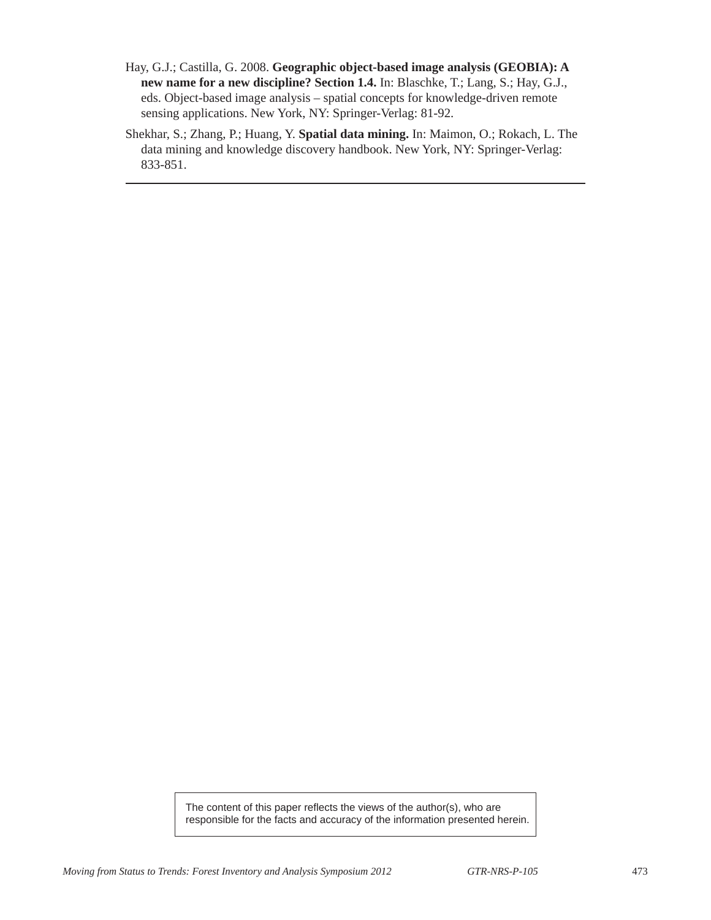Hay, G.J.; Castilla, G. 2008. **Geographic object-based image analysis (GEOBIA): A new name for a new discipline? Section 1.4.** In: Blaschke, T.; Lang, S.; Hay, G.J., eds. Object-based image analysis – spatial concepts for knowledge-driven remote sensing applications. New York, NY: Springer-Verlag: 81-92.

Shekhar, S.; Zhang, P.; Huang, Y. **Spatial data mining.** In: Maimon, O.; Rokach, L. The data mining and knowledge discovery handbook. New York, NY: Springer-Verlag: 833-851.

---

The content of this paper reflects the views of the author(s), who are responsible for the facts and accuracy of the information presented herein.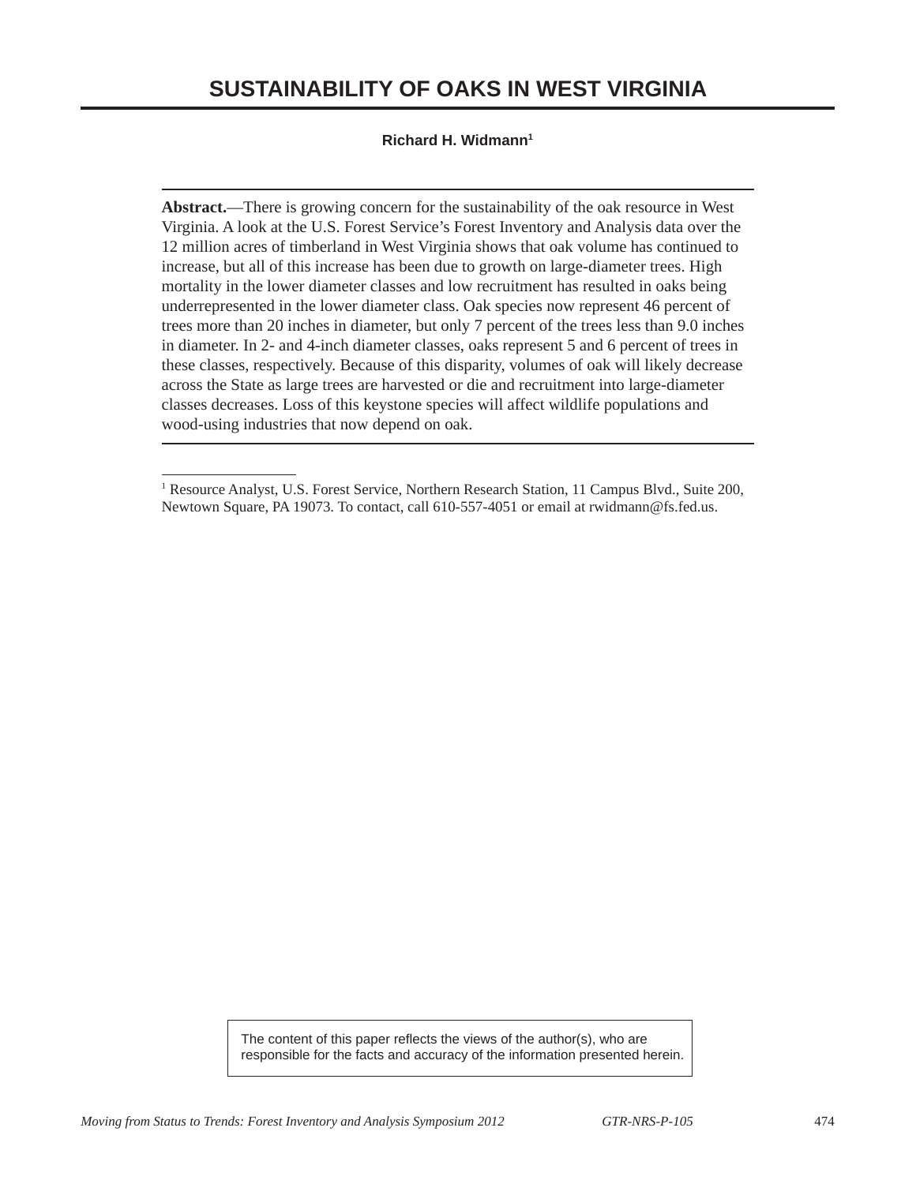# SUSTAINABILITY OF OAKS IN WEST VIRGINIA

**Richard H. Widmann[1]**

**Abstract.**—There is growing concern for the sustainability of the oak resource in West Virginia. A look at the U.S. Forest Service's Forest Inventory and Analysis data over the 12 million acres of timberland in West Virginia shows that oak volume has continued to increase, but all of this increase has been due to growth on large-diameter trees. High mortality in the lower diameter classes and low recruitment has resulted in oaks being underrepresented in the lower diameter class. Oak species now represent 46 percent of trees more than 20 inches in diameter, but only 7 percent of the trees less than 9.0 inches in diameter. In 2- and 4-inch diameter classes, oaks represent 5 and 6 percent of trees in these classes, respectively. Because of this disparity, volumes of oak will likely decrease across the State as large trees are harvested or die and recruitment into large-diameter classes decreases. Loss of this keystone species will affect wildlife populations and wood-using industries that now depend on oak.

[1] Resource Analyst, U.S. Forest Service, Northern Research Station, 11 Campus Blvd., Suite 200, Newtown Square, PA 19073. To contact, call 610-557-4051 or email at rwidmann@fs.fed.us.

The content of this paper reflects the views of the author(s), who are responsible for the facts and accuracy of the information presented herein.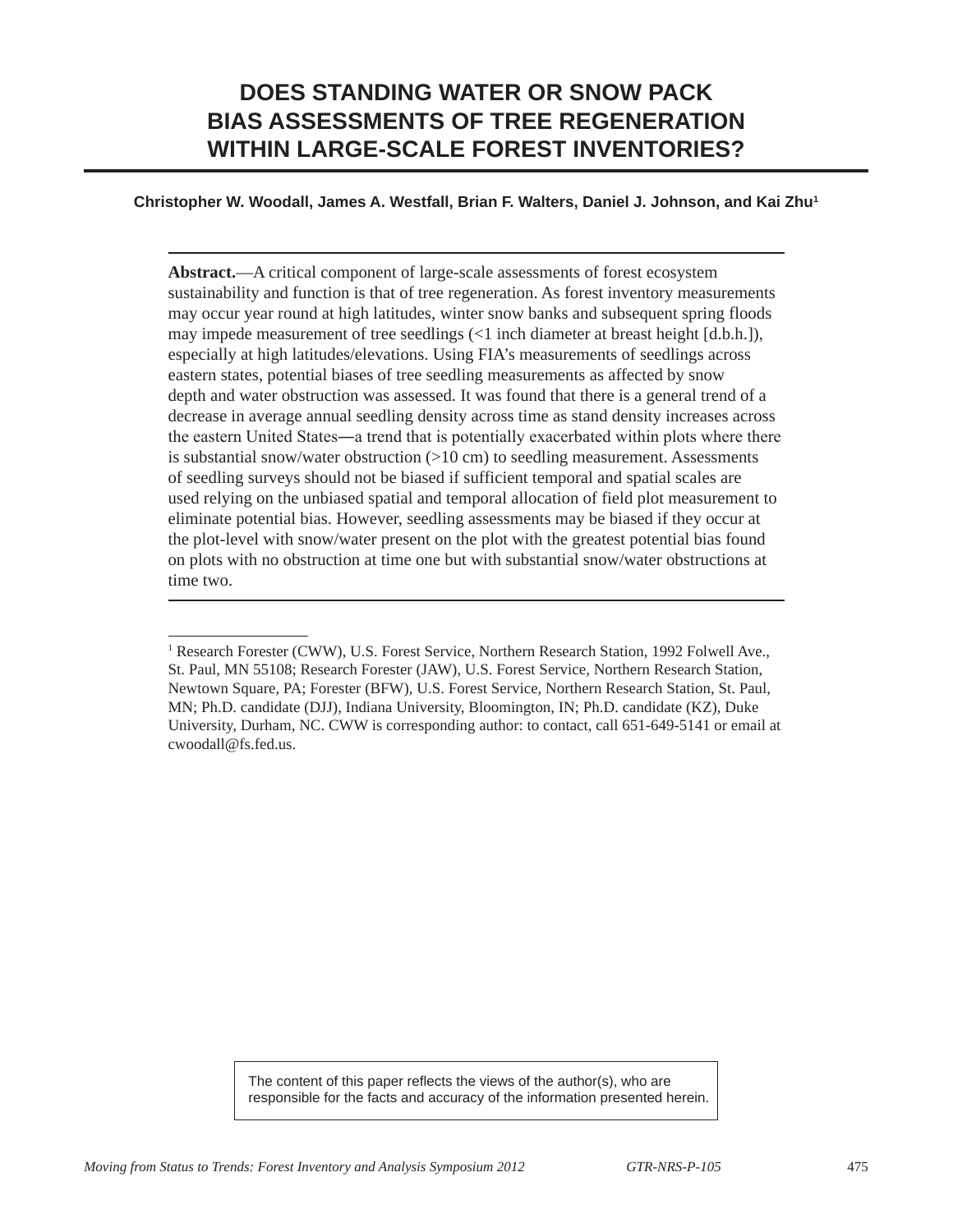# DOES STANDING WATER OR SNOW PACK BIAS ASSESSMENTS OF TREE REGENERATION WITHIN LARGE-SCALE FOREST INVENTORIES?

**Christopher W. Woodall, James A. Westfall, Brian F. Walters, Daniel J. Johnson, and Kai Zhu**[1]

---

**Abstract.**—A critical component of large-scale assessments of forest ecosystem sustainability and function is that of tree regeneration. As forest inventory measurements may occur year round at high latitudes, winter snow banks and subsequent spring floods may impede measurement of tree seedlings (<1 inch diameter at breast height [d.b.h.]), especially at high latitudes/elevations. Using FIA's measurements of seedlings across eastern states, potential biases of tree seedling measurements as affected by snow depth and water obstruction was assessed. It was found that there is a general trend of a decrease in average annual seedling density across time as stand density increases across the eastern United States—a trend that is potentially exacerbated within plots where there is substantial snow/water obstruction (>10 cm) to seedling measurement. Assessments of seedling surveys should not be biased if sufficient temporal and spatial scales are used relying on the unbiased spatial and temporal allocation of field plot measurement to eliminate potential bias. However, seedling assessments may be biased if they occur at the plot-level with snow/water present on the plot with the greatest potential bias found on plots with no obstruction at time one but with substantial snow/water obstructions at time two.

---

[1] Research Forester (CWW), U.S. Forest Service, Northern Research Station, 1992 Folwell Ave., St. Paul, MN 55108; Research Forester (JAW), U.S. Forest Service, Northern Research Station, Newtown Square, PA; Forester (BFW), U.S. Forest Service, Northern Research Station, St. Paul, MN; Ph.D. candidate (DJJ), Indiana University, Bloomington, IN; Ph.D. candidate (KZ), Duke University, Durham, NC. CWW is corresponding author: to contact, call 651-649-5141 or email at cwoodall@fs.fed.us.

The content of this paper reflects the views of the author(s), who are responsible for the facts and accuracy of the information presented herein.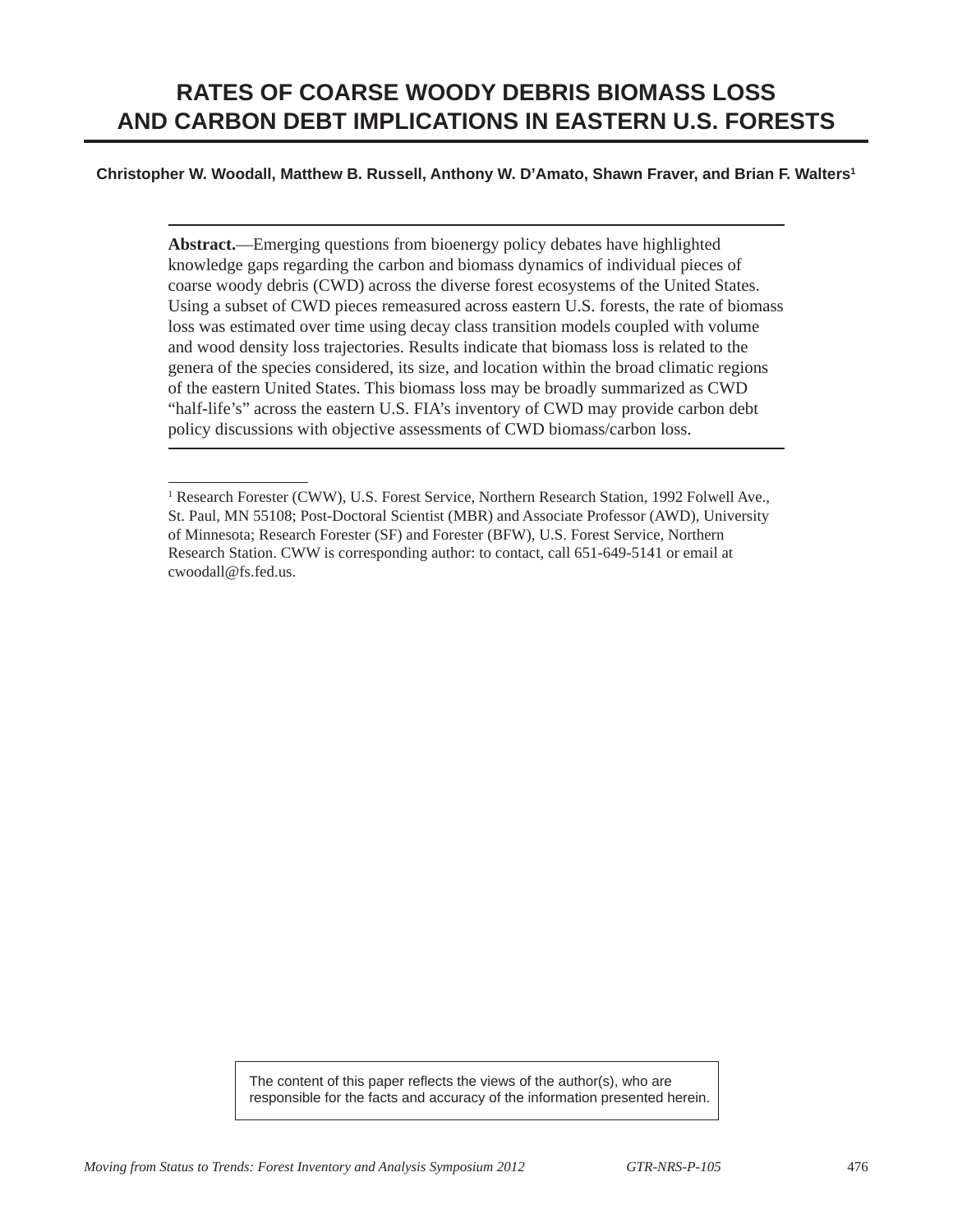# RATES OF COARSE WOODY DEBRIS BIOMASS LOSS AND CARBON DEBT IMPLICATIONS IN EASTERN U.S. FORESTS

**Christopher W. Woodall, Matthew B. Russell, Anthony W. D'Amato, Shawn Fraver, and Brian F. Walters[1]**

**Abstract.**—Emerging questions from bioenergy policy debates have highlighted knowledge gaps regarding the carbon and biomass dynamics of individual pieces of coarse woody debris (CWD) across the diverse forest ecosystems of the United States. Using a subset of CWD pieces remeasured across eastern U.S. forests, the rate of biomass loss was estimated over time using decay class transition models coupled with volume and wood density loss trajectories. Results indicate that biomass loss is related to the genera of the species considered, its size, and location within the broad climatic regions of the eastern United States. This biomass loss may be broadly summarized as CWD "half-life's" across the eastern U.S. FIA's inventory of CWD may provide carbon debt policy discussions with objective assessments of CWD biomass/carbon loss.

[1] Research Forester (CWW), U.S. Forest Service, Northern Research Station, 1992 Folwell Ave., St. Paul, MN 55108; Post-Doctoral Scientist (MBR) and Associate Professor (AWD), University of Minnesota; Research Forester (SF) and Forester (BFW), U.S. Forest Service, Northern Research Station. CWW is corresponding author: to contact, call 651-649-5141 or email at cwoodall@fs.fed.us.

The content of this paper reflects the views of the author(s), who are responsible for the facts and accuracy of the information presented herein.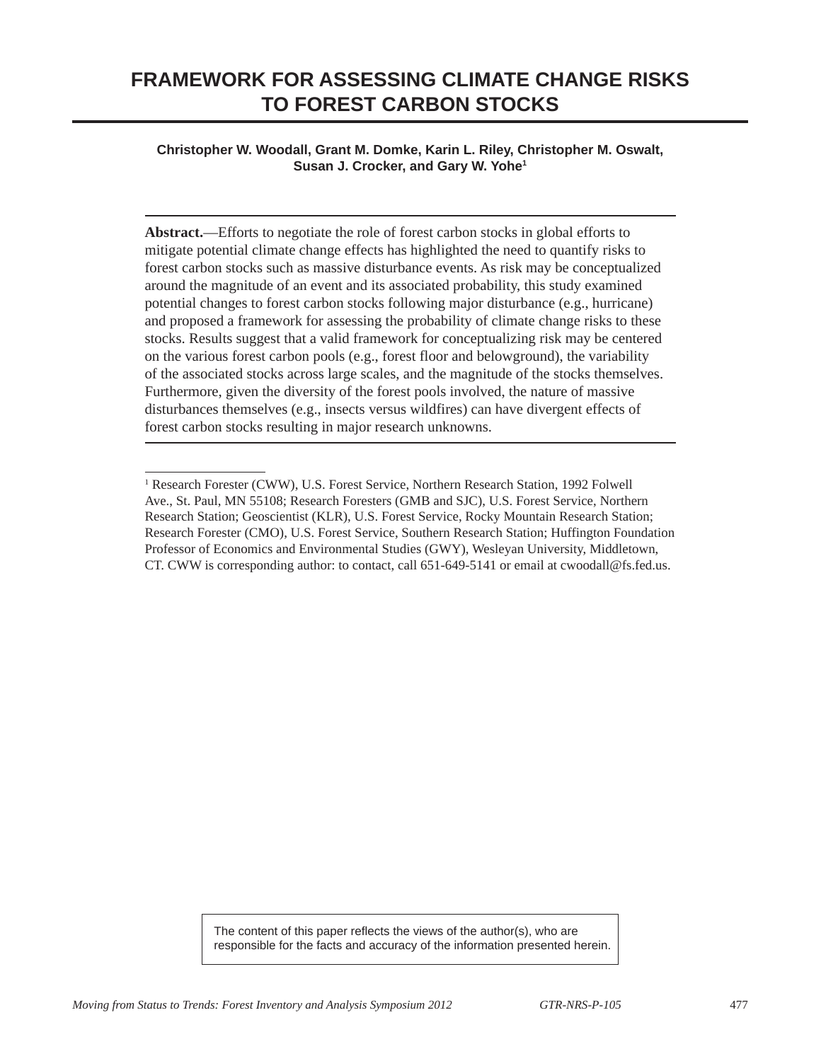# FRAMEWORK FOR ASSESSING CLIMATE CHANGE RISKS TO FOREST CARBON STOCKS

**Christopher W. Woodall, Grant M. Domke, Karin L. Riley, Christopher M. Oswalt, Susan J. Crocker, and Gary W. Yohe[1]**

**Abstract.**—Efforts to negotiate the role of forest carbon stocks in global efforts to mitigate potential climate change effects has highlighted the need to quantify risks to forest carbon stocks such as massive disturbance events. As risk may be conceptualized around the magnitude of an event and its associated probability, this study examined potential changes to forest carbon stocks following major disturbance (e.g., hurricane) and proposed a framework for assessing the probability of climate change risks to these stocks. Results suggest that a valid framework for conceptualizing risk may be centered on the various forest carbon pools (e.g., forest floor and belowground), the variability of the associated stocks across large scales, and the magnitude of the stocks themselves. Furthermore, given the diversity of the forest pools involved, the nature of massive disturbances themselves (e.g., insects versus wildfires) can have divergent effects of forest carbon stocks resulting in major research unknowns.

[1] Research Forester (CWW), U.S. Forest Service, Northern Research Station, 1992 Folwell Ave., St. Paul, MN 55108; Research Foresters (GMB and SJC), U.S. Forest Service, Northern Research Station; Geoscientist (KLR), U.S. Forest Service, Rocky Mountain Research Station; Research Forester (CMO), U.S. Forest Service, Southern Research Station; Huffington Foundation Professor of Economics and Environmental Studies (GWY), Wesleyan University, Middletown, CT. CWW is corresponding author: to contact, call 651-649-5141 or email at cwoodall@fs.fed.us.

The content of this paper reflects the views of the author(s), who are responsible for the facts and accuracy of the information presented herein.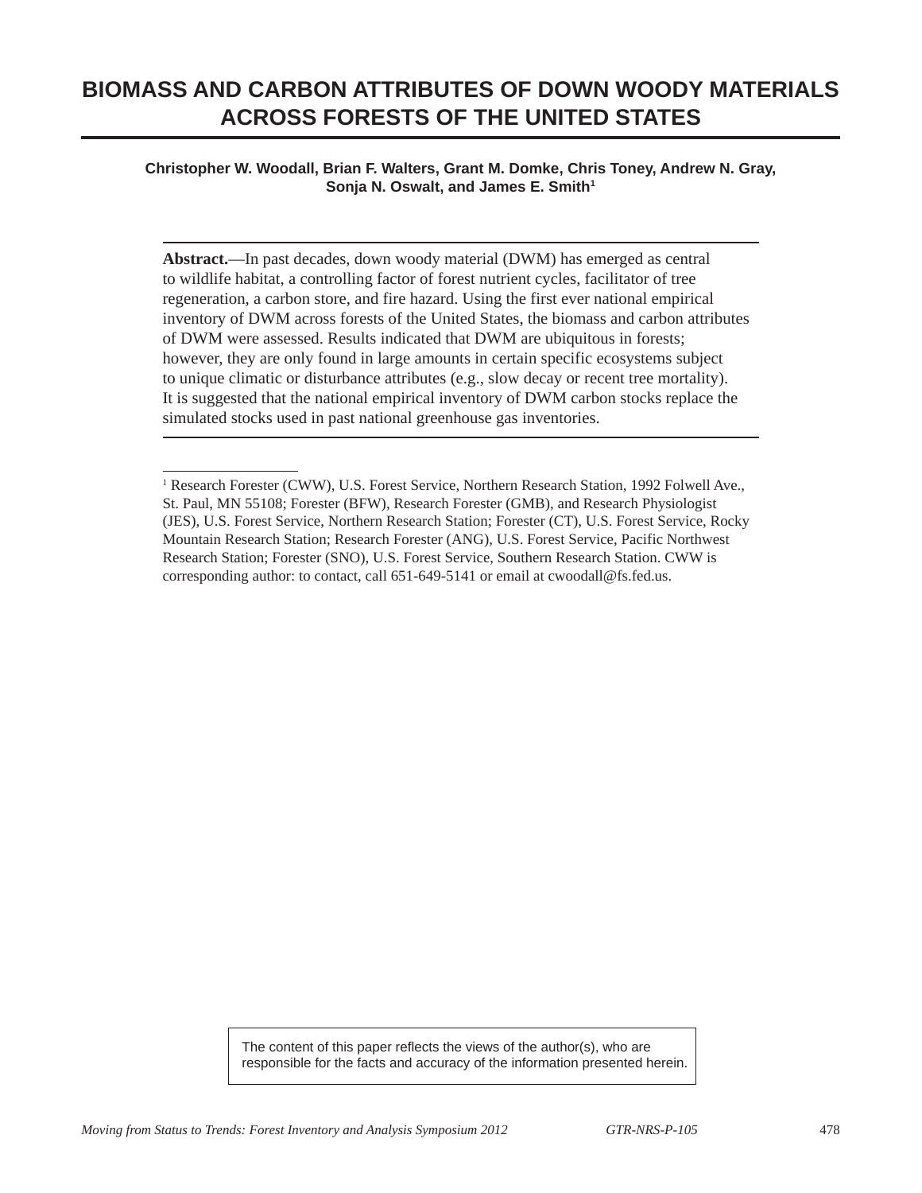# BIOMASS AND CARBON ATTRIBUTES OF DOWN WOODY MATERIALS ACROSS FORESTS OF THE UNITED STATES

**Christopher W. Woodall, Brian F. Walters, Grant M. Domke, Chris Toney, Andrew N. Gray, Sonja N. Oswalt, and James E. Smith**[1]

**Abstract.**—In past decades, down woody material (DWM) has emerged as central to wildlife habitat, a controlling factor of forest nutrient cycles, facilitator of tree regeneration, a carbon store, and fire hazard. Using the first ever national empirical inventory of DWM across forests of the United States, the biomass and carbon attributes of DWM were assessed. Results indicated that DWM are ubiquitous in forests; however, they are only found in large amounts in certain specific ecosystems subject to unique climatic or disturbance attributes (e.g., slow decay or recent tree mortality). It is suggested that the national empirical inventory of DWM carbon stocks replace the simulated stocks used in past national greenhouse gas inventories.

[1] Research Forester (CWW), U.S. Forest Service, Northern Research Station, 1992 Folwell Ave., St. Paul, MN 55108; Forester (BFW), Research Forester (GMB), and Research Physiologist (JES), U.S. Forest Service, Northern Research Station; Forester (CT), U.S. Forest Service, Rocky Mountain Research Station; Research Forester (ANG), U.S. Forest Service, Pacific Northwest Research Station; Forester (SNO), U.S. Forest Service, Southern Research Station. CWW is corresponding author: to contact, call 651-649-5141 or email at cwoodall@fs.fed.us.

The content of this paper reflects the views of the author(s), who are responsible for the facts and accuracy of the information presented herein.